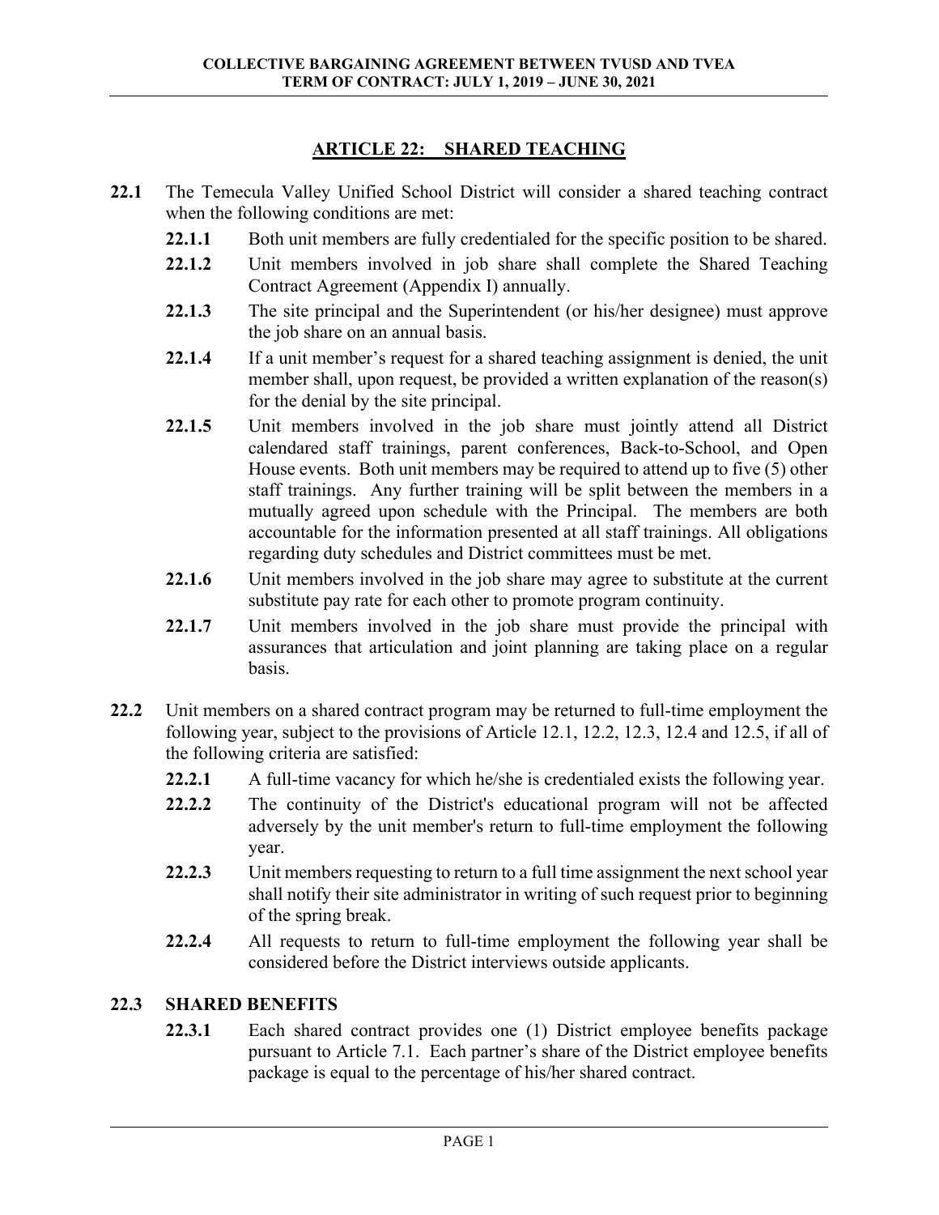## ARTICLE 22: SHARED TEACHING

**22.1** The Temecula Valley Unified School District will consider a shared teaching contract when the following conditions are met:

- **22.1.1** Both unit members are fully credentialed for the specific position to be shared.
- **22.1.2** Unit members involved in job share shall complete the Shared Teaching Contract Agreement (Appendix I) annually.
- **22.1.3** The site principal and the Superintendent (or his/her designee) must approve the job share on an annual basis.
- **22.1.4** If a unit member's request for a shared teaching assignment is denied, the unit member shall, upon request, be provided a written explanation of the reason(s) for the denial by the site principal.
- **22.1.5** Unit members involved in the job share must jointly attend all District calendared staff trainings, parent conferences, Back-to-School, and Open House events. Both unit members may be required to attend up to five (5) other staff trainings. Any further training will be split between the members in a mutually agreed upon schedule with the Principal. The members are both accountable for the information presented at all staff trainings. All obligations regarding duty schedules and District committees must be met.
- **22.1.6** Unit members involved in the job share may agree to substitute at the current substitute pay rate for each other to promote program continuity.
- **22.1.7** Unit members involved in the job share must provide the principal with assurances that articulation and joint planning are taking place on a regular basis.

**22.2** Unit members on a shared contract program may be returned to full-time employment the following year, subject to the provisions of Article 12.1, 12.2, 12.3, 12.4 and 12.5, if all of the following criteria are satisfied:

- **22.2.1** A full-time vacancy for which he/she is credentialed exists the following year.
- **22.2.2** The continuity of the District's educational program will not be affected adversely by the unit member's return to full-time employment the following year.
- **22.2.3** Unit members requesting to return to a full time assignment the next school year shall notify their site administrator in writing of such request prior to beginning of the spring break.
- **22.2.4** All requests to return to full-time employment the following year shall be considered before the District interviews outside applicants.

### 22.3 SHARED BENEFITS

- **22.3.1** Each shared contract provides one (1) District employee benefits package pursuant to Article 7.1. Each partner's share of the District employee benefits package is equal to the percentage of his/her shared contract.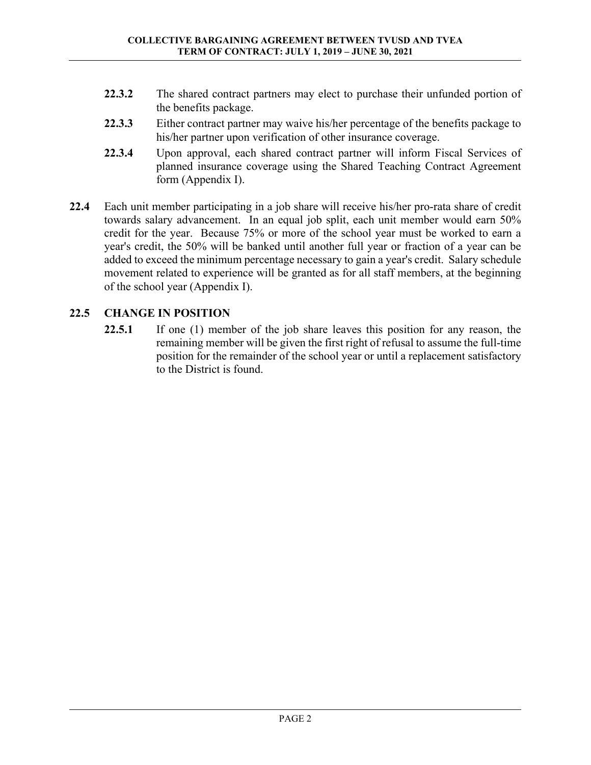**22.3.2** The shared contract partners may elect to purchase their unfunded portion of the benefits package.

**22.3.3** Either contract partner may waive his/her percentage of the benefits package to his/her partner upon verification of other insurance coverage.

**22.3.4** Upon approval, each shared contract partner will inform Fiscal Services of planned insurance coverage using the Shared Teaching Contract Agreement form (Appendix I).

**22.4** Each unit member participating in a job share will receive his/her pro-rata share of credit towards salary advancement. In an equal job split, each unit member would earn 50% credit for the year. Because 75% or more of the school year must be worked to earn a year's credit, the 50% will be banked until another full year or fraction of a year can be added to exceed the minimum percentage necessary to gain a year's credit. Salary schedule movement related to experience will be granted as for all staff members, at the beginning of the school year (Appendix I).

## 22.5 CHANGE IN POSITION

**22.5.1** If one (1) member of the job share leaves this position for any reason, the remaining member will be given the first right of refusal to assume the full-time position for the remainder of the school year or until a replacement satisfactory to the District is found.